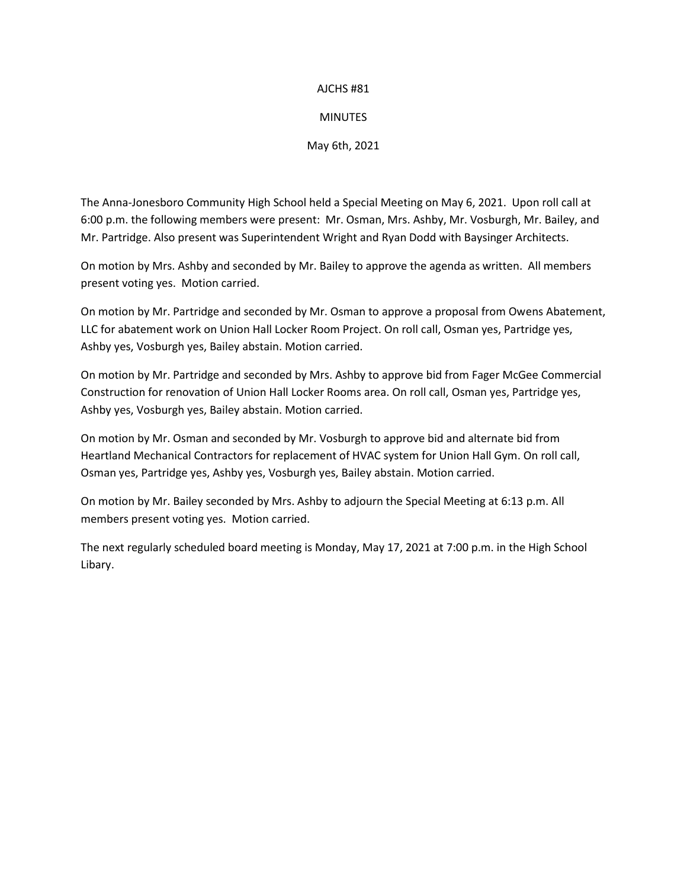AJCHS #81

MINUTES

May 6th, 2021

The Anna-Jonesboro Community High School held a Special Meeting on May 6, 2021. Upon roll call at 6:00 p.m. the following members were present: Mr. Osman, Mrs. Ashby, Mr. Vosburgh, Mr. Bailey, and Mr. Partridge. Also present was Superintendent Wright and Ryan Dodd with Baysinger Architects.

On motion by Mrs. Ashby and seconded by Mr. Bailey to approve the agenda as written. All members present voting yes. Motion carried.

On motion by Mr. Partridge and seconded by Mr. Osman to approve a proposal from Owens Abatement, LLC for abatement work on Union Hall Locker Room Project. On roll call, Osman yes, Partridge yes, Ashby yes, Vosburgh yes, Bailey abstain. Motion carried.

On motion by Mr. Partridge and seconded by Mrs. Ashby to approve bid from Fager McGee Commercial Construction for renovation of Union Hall Locker Rooms area. On roll call, Osman yes, Partridge yes, Ashby yes, Vosburgh yes, Bailey abstain. Motion carried.

On motion by Mr. Osman and seconded by Mr. Vosburgh to approve bid and alternate bid from Heartland Mechanical Contractors for replacement of HVAC system for Union Hall Gym. On roll call, Osman yes, Partridge yes, Ashby yes, Vosburgh yes, Bailey abstain. Motion carried.

On motion by Mr. Bailey seconded by Mrs. Ashby to adjourn the Special Meeting at 6:13 p.m. All members present voting yes. Motion carried.

The next regularly scheduled board meeting is Monday, May 17, 2021 at 7:00 p.m. in the High School Libary.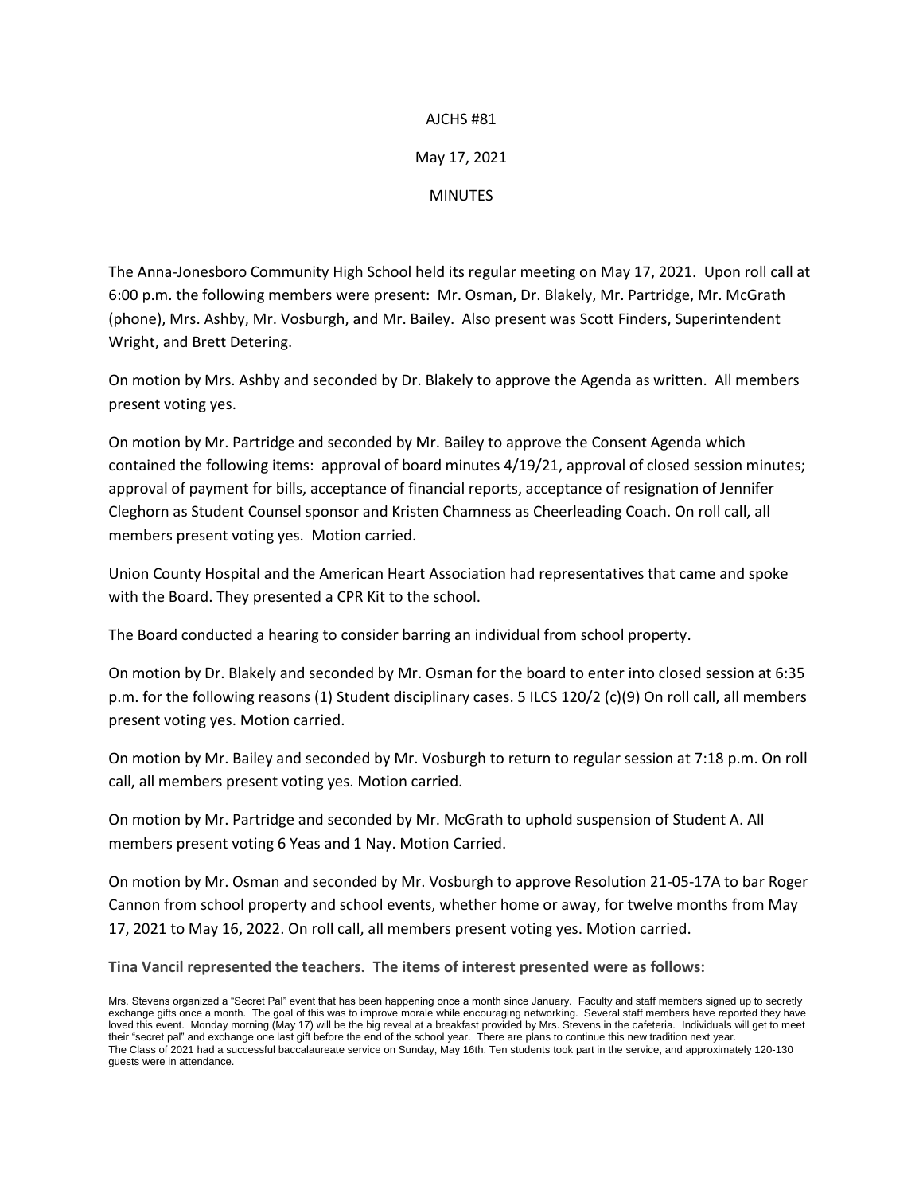AJCHS #81

May 17, 2021

MINUTES

The Anna-Jonesboro Community High School held its regular meeting on May 17, 2021. Upon roll call at 6:00 p.m. the following members were present: Mr. Osman, Dr. Blakely, Mr. Partridge, Mr. McGrath (phone), Mrs. Ashby, Mr. Vosburgh, and Mr. Bailey. Also present was Scott Finders, Superintendent Wright, and Brett Detering.

On motion by Mrs. Ashby and seconded by Dr. Blakely to approve the Agenda as written. All members present voting yes.

On motion by Mr. Partridge and seconded by Mr. Bailey to approve the Consent Agenda which contained the following items: approval of board minutes 4/19/21, approval of closed session minutes; approval of payment for bills, acceptance of financial reports, acceptance of resignation of Jennifer Cleghorn as Student Counsel sponsor and Kristen Chamness as Cheerleading Coach. On roll call, all members present voting yes. Motion carried.

Union County Hospital and the American Heart Association had representatives that came and spoke with the Board. They presented a CPR Kit to the school.

The Board conducted a hearing to consider barring an individual from school property.

On motion by Dr. Blakely and seconded by Mr. Osman for the board to enter into closed session at 6:35 p.m. for the following reasons (1) Student disciplinary cases. 5 ILCS 120/2 (c)(9) On roll call, all members present voting yes. Motion carried.

On motion by Mr. Bailey and seconded by Mr. Vosburgh to return to regular session at 7:18 p.m. On roll call, all members present voting yes. Motion carried.

On motion by Mr. Partridge and seconded by Mr. McGrath to uphold suspension of Student A. All members present voting 6 Yeas and 1 Nay. Motion Carried.

On motion by Mr. Osman and seconded by Mr. Vosburgh to approve Resolution 21-05-17A to bar Roger Cannon from school property and school events, whether home or away, for twelve months from May 17, 2021 to May 16, 2022. On roll call, all members present voting yes. Motion carried.

**Tina Vancil represented the teachers. The items of interest presented were as follows:**

Mrs. Stevens organized a "Secret Pal" event that has been happening once a month since January. Faculty and staff members signed up to secretly exchange gifts once a month. The goal of this was to improve morale while encouraging networking. Several staff members have reported they have loved this event. Monday morning (May 17) will be the big reveal at a breakfast provided by Mrs. Stevens in the cafeteria. Individuals will get to meet their "secret pal" and exchange one last gift before the end of the school year. There are plans to continue this new tradition next year.
The Class of 2021 had a successful baccalaureate service on Sunday, May 16th. Ten students took part in the service, and approximately 120-130 guests were in attendance.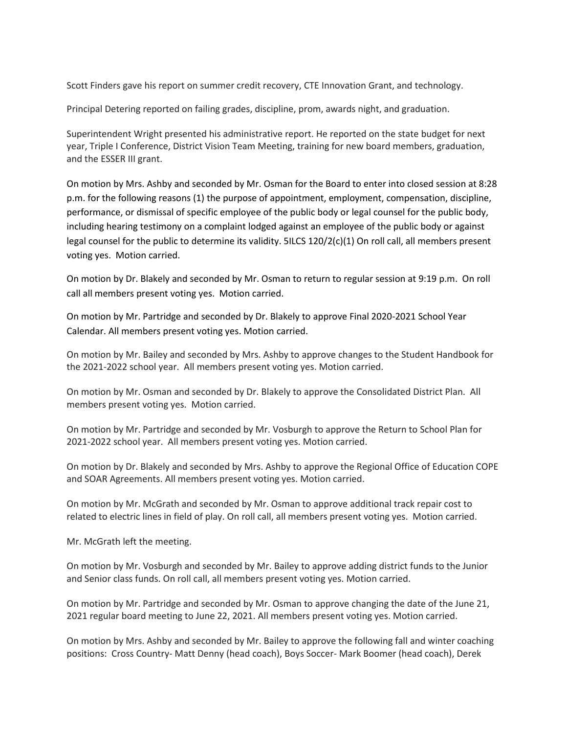Scott Finders gave his report on summer credit recovery, CTE Innovation Grant, and technology.

Principal Detering reported on failing grades, discipline, prom, awards night, and graduation.

Superintendent Wright presented his administrative report. He reported on the state budget for next year, Triple I Conference, District Vision Team Meeting, training for new board members, graduation, and the ESSER III grant.

On motion by Mrs. Ashby and seconded by Mr. Osman for the Board to enter into closed session at 8:28 p.m. for the following reasons (1) the purpose of appointment, employment, compensation, discipline, performance, or dismissal of specific employee of the public body or legal counsel for the public body, including hearing testimony on a complaint lodged against an employee of the public body or against legal counsel for the public to determine its validity. 5ILCS 120/2(c)(1) On roll call, all members present voting yes. Motion carried.

On motion by Dr. Blakely and seconded by Mr. Osman to return to regular session at 9:19 p.m. On roll call all members present voting yes. Motion carried.

On motion by Mr. Partridge and seconded by Dr. Blakely to approve Final 2020-2021 School Year Calendar. All members present voting yes. Motion carried.

On motion by Mr. Bailey and seconded by Mrs. Ashby to approve changes to the Student Handbook for the 2021-2022 school year. All members present voting yes. Motion carried.

On motion by Mr. Osman and seconded by Dr. Blakely to approve the Consolidated District Plan. All members present voting yes. Motion carried.

On motion by Mr. Partridge and seconded by Mr. Vosburgh to approve the Return to School Plan for 2021-2022 school year. All members present voting yes. Motion carried.

On motion by Dr. Blakely and seconded by Mrs. Ashby to approve the Regional Office of Education COPE and SOAR Agreements. All members present voting yes. Motion carried.

On motion by Mr. McGrath and seconded by Mr. Osman to approve additional track repair cost to related to electric lines in field of play. On roll call, all members present voting yes. Motion carried.

Mr. McGrath left the meeting.

On motion by Mr. Vosburgh and seconded by Mr. Bailey to approve adding district funds to the Junior and Senior class funds. On roll call, all members present voting yes. Motion carried.

On motion by Mr. Partridge and seconded by Mr. Osman to approve changing the date of the June 21, 2021 regular board meeting to June 22, 2021. All members present voting yes. Motion carried.

On motion by Mrs. Ashby and seconded by Mr. Bailey to approve the following fall and winter coaching positions: Cross Country- Matt Denny (head coach), Boys Soccer- Mark Boomer (head coach), Derek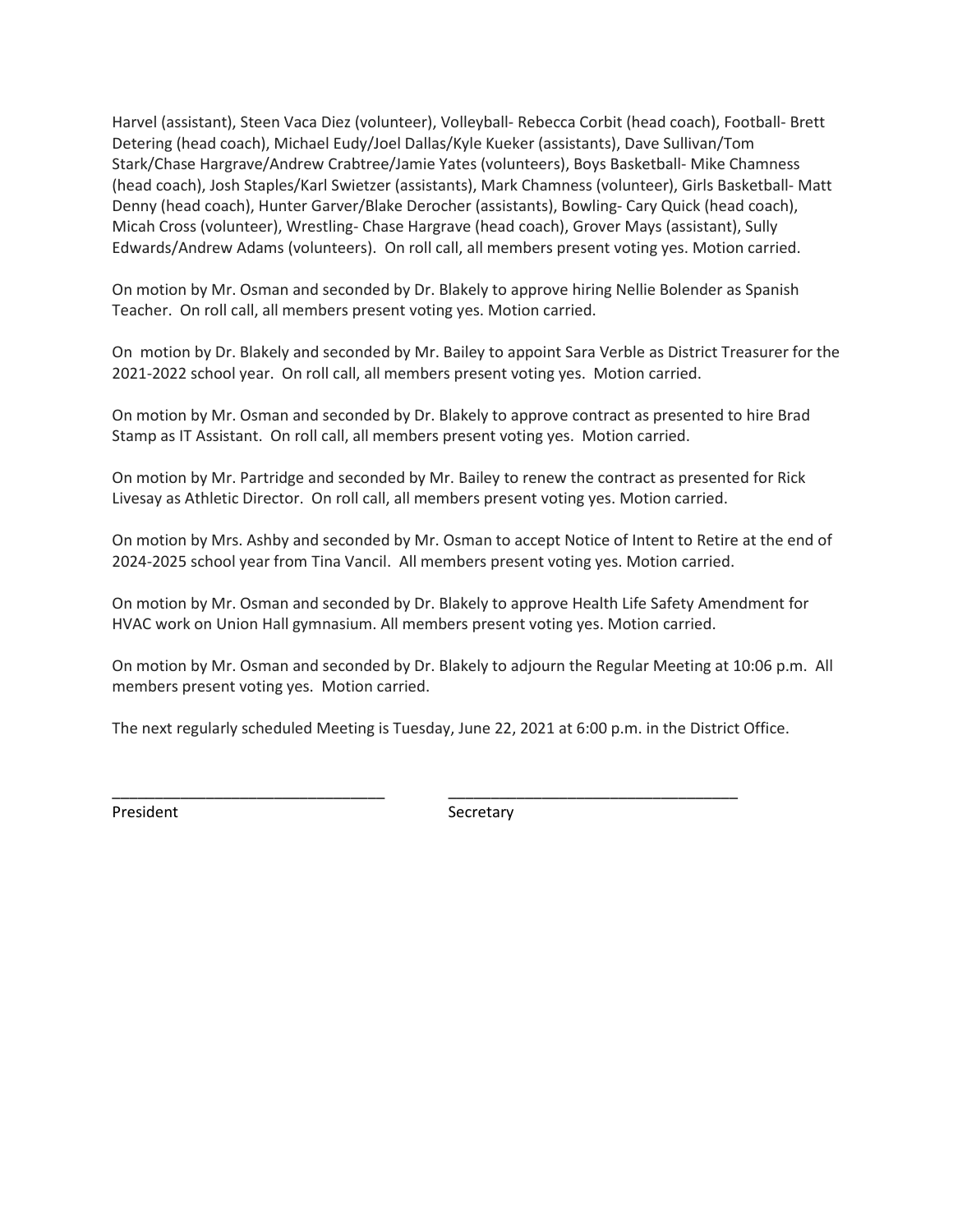Harvel (assistant), Steen Vaca Diez (volunteer), Volleyball- Rebecca Corbit (head coach), Football- Brett Detering (head coach), Michael Eudy/Joel Dallas/Kyle Kueker (assistants), Dave Sullivan/Tom Stark/Chase Hargrave/Andrew Crabtree/Jamie Yates (volunteers), Boys Basketball- Mike Chamness (head coach), Josh Staples/Karl Swietzer (assistants), Mark Chamness (volunteer), Girls Basketball- Matt Denny (head coach), Hunter Garver/Blake Derocher (assistants), Bowling- Cary Quick (head coach), Micah Cross (volunteer), Wrestling- Chase Hargrave (head coach), Grover Mays (assistant), Sully Edwards/Andrew Adams (volunteers). On roll call, all members present voting yes. Motion carried.

On motion by Mr. Osman and seconded by Dr. Blakely to approve hiring Nellie Bolender as Spanish Teacher. On roll call, all members present voting yes. Motion carried.

On motion by Dr. Blakely and seconded by Mr. Bailey to appoint Sara Verble as District Treasurer for the 2021-2022 school year. On roll call, all members present voting yes. Motion carried.

On motion by Mr. Osman and seconded by Dr. Blakely to approve contract as presented to hire Brad Stamp as IT Assistant. On roll call, all members present voting yes. Motion carried.

On motion by Mr. Partridge and seconded by Mr. Bailey to renew the contract as presented for Rick Livesay as Athletic Director. On roll call, all members present voting yes. Motion carried.

On motion by Mrs. Ashby and seconded by Mr. Osman to accept Notice of Intent to Retire at the end of 2024-2025 school year from Tina Vancil. All members present voting yes. Motion carried.

On motion by Mr. Osman and seconded by Dr. Blakely to approve Health Life Safety Amendment for HVAC work on Union Hall gymnasium. All members present voting yes. Motion carried.

On motion by Mr. Osman and seconded by Dr. Blakely to adjourn the Regular Meeting at 10:06 p.m. All members present voting yes. Motion carried.

The next regularly scheduled Meeting is Tuesday, June 22, 2021 at 6:00 p.m. in the District Office.

_______________________________ _________________________________

President Secretary